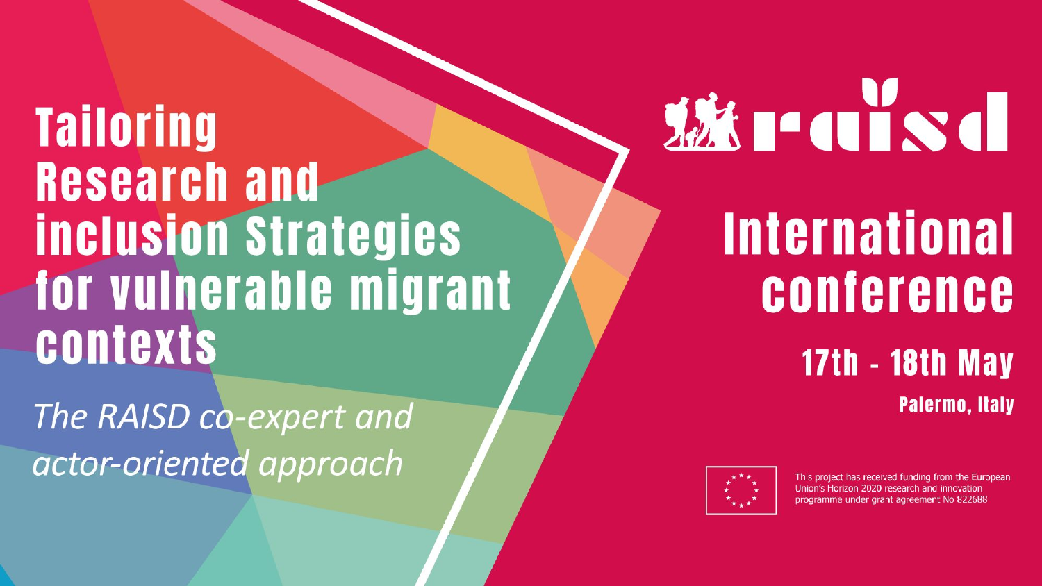# Tailoring Research and inclusion Strategies for vulnerable migrant contexts

*The RAISD co-expert and actor-oriented approach*

raisd

## International conference

**17th - 18th May**

**Palermo, Italy**

This project has received funding from the European Union's Horizon 2020 research and innovation programme under grant agreement No 822688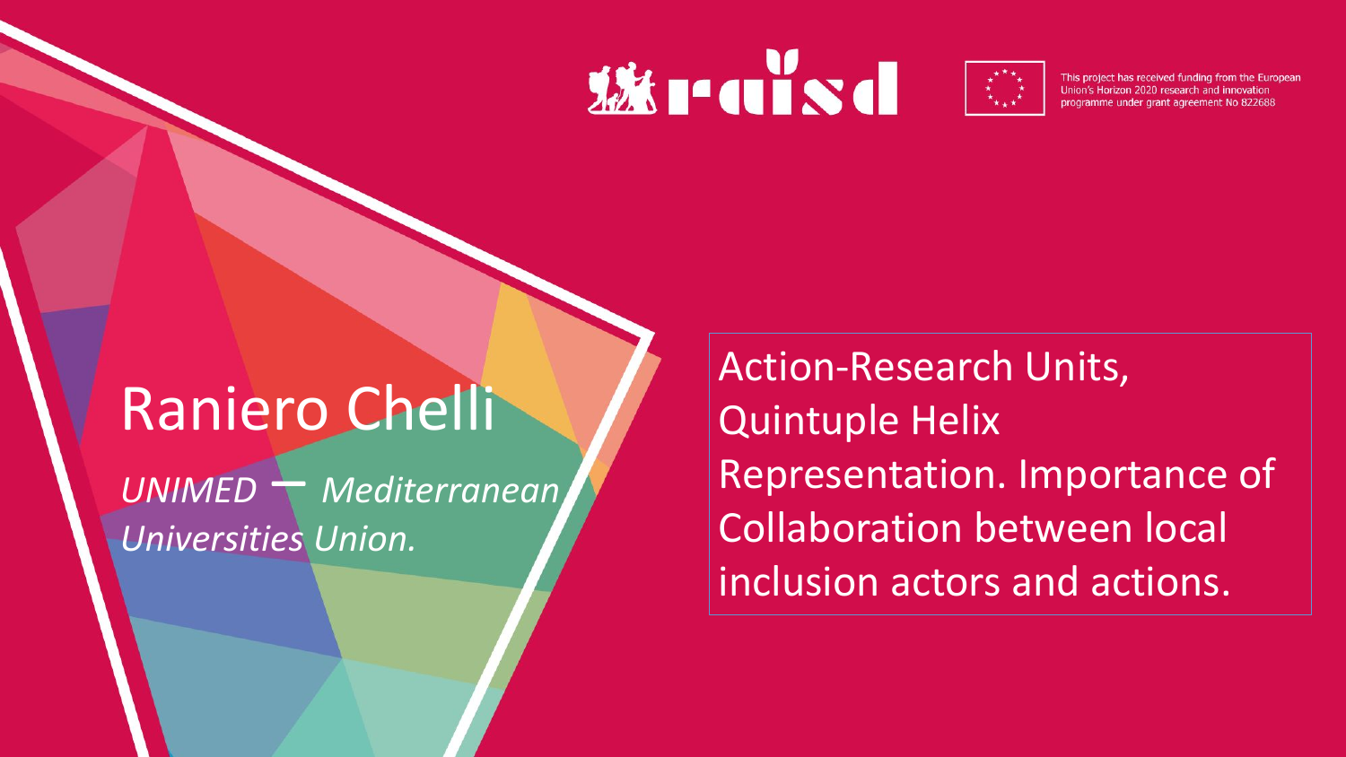This project has received funding from the European Union's Horizon 2020 research and innovation programme under grant agreement No 822688

# Raniero Chelli

*UNIMED – Mediterranean Universities Union.*

Action-Research Units, Quintuple Helix Representation. Importance of Collaboration between local inclusion actors and actions.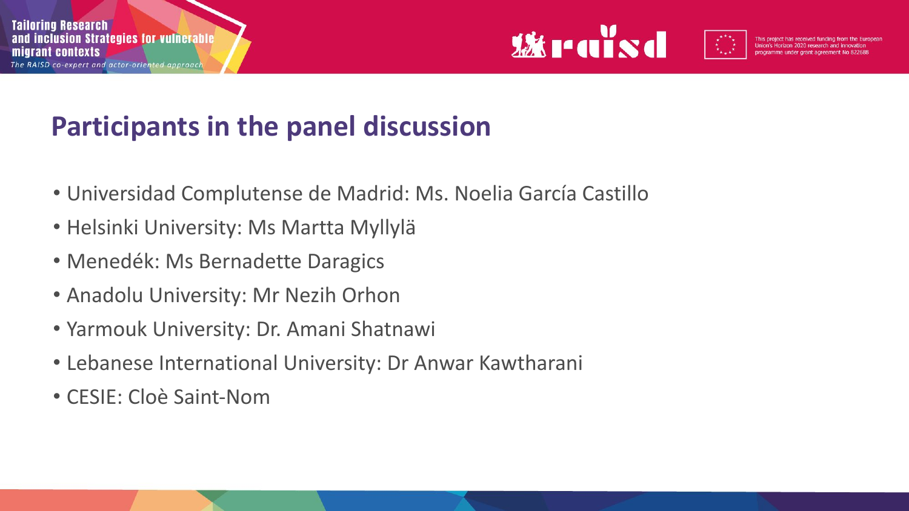## Participants in the panel discussion

- Universidad Complutense de Madrid: Ms. Noelia García Castillo
- Helsinki University: Ms Martta Myllylä
- Menedék: Ms Bernadette Daragics
- Anadolu University: Mr Nezih Orhon
- Yarmouk University: Dr. Amani Shatnawi
- Lebanese International University: Dr Anwar Kawtharani
- CESIE: Cloè Saint-Nom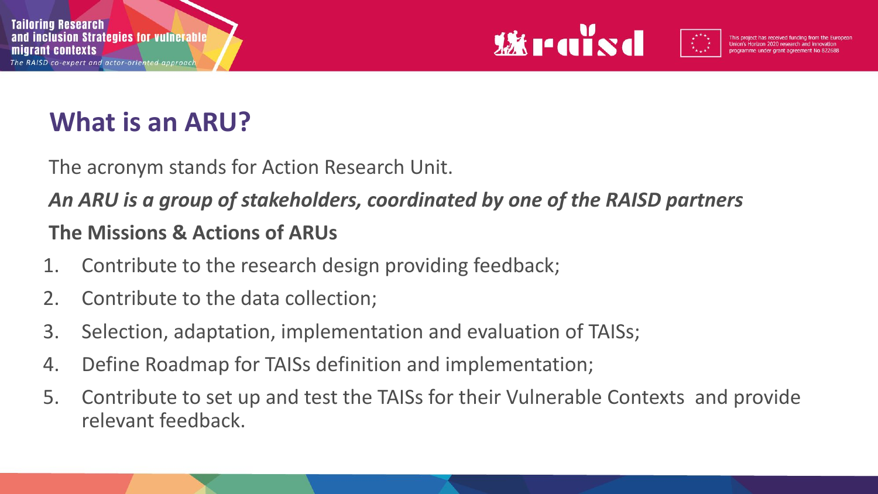# What is an ARU?

The acronym stands for Action Research Unit.

***An ARU is a group of stakeholders, coordinated by one of the RAISD partners***

**The Missions & Actions of ARUs**

1. Contribute to the research design providing feedback;
2. Contribute to the data collection;
3. Selection, adaptation, implementation and evaluation of TAISs;
4. Define Roadmap for TAISs definition and implementation;
5. Contribute to set up and test the TAISs for their Vulnerable Contexts and provide relevant feedback.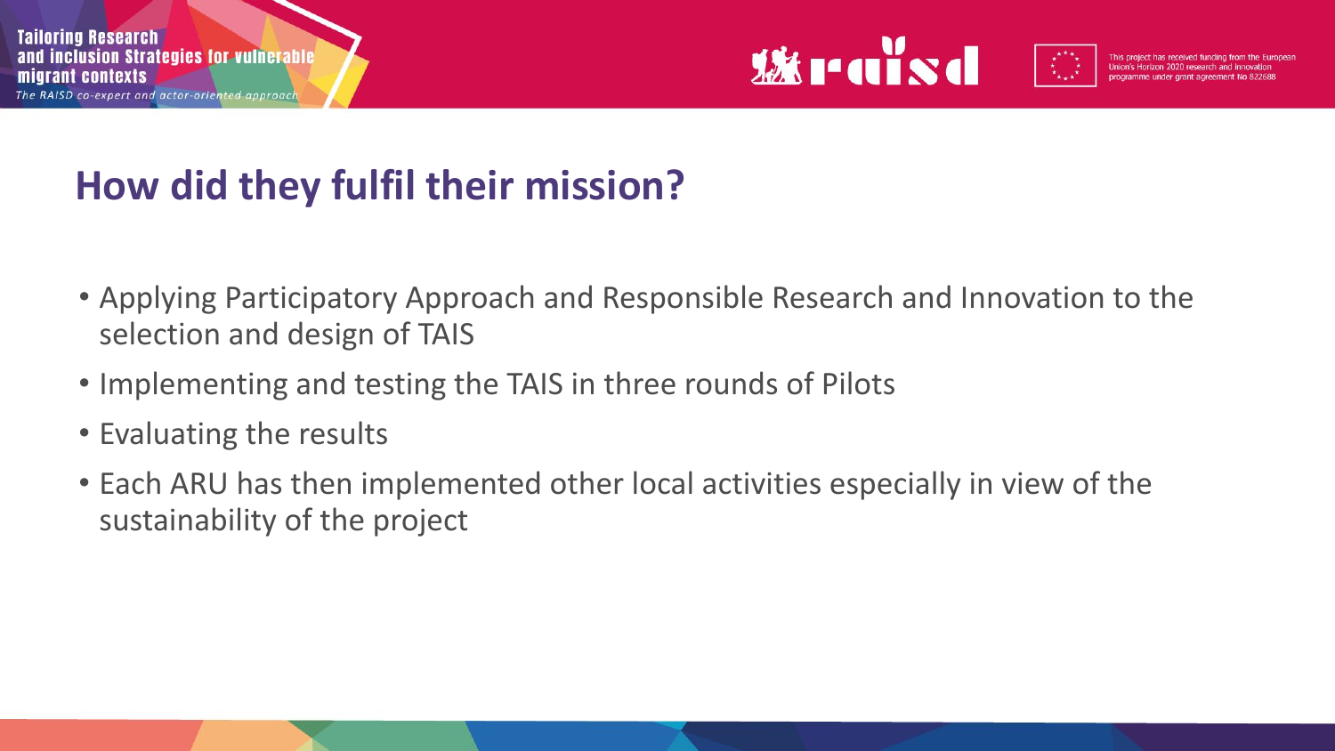## How did they fulfil their mission?

- Applying Participatory Approach and Responsible Research and Innovation to the selection and design of TAIS
- Implementing and testing the TAIS in three rounds of Pilots
- Evaluating the results
- Each ARU has then implemented other local activities especially in view of the sustainability of the project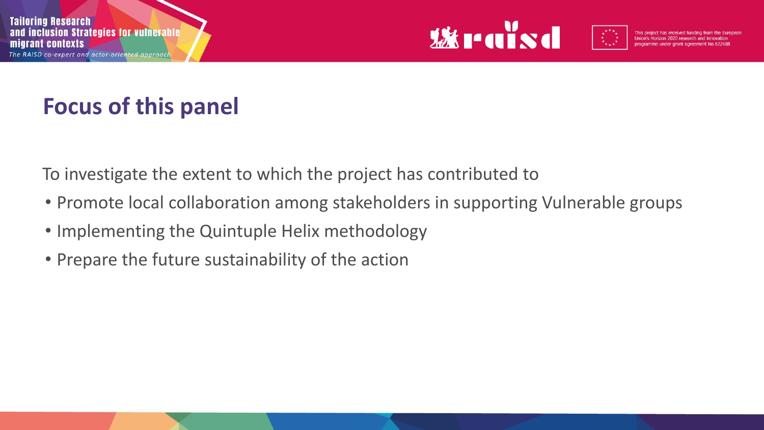# Focus of this panel

To investigate the extent to which the project has contributed to

- Promote local collaboration among stakeholders in supporting Vulnerable groups
- Implementing the Quintuple Helix methodology
- Prepare the future sustainability of the action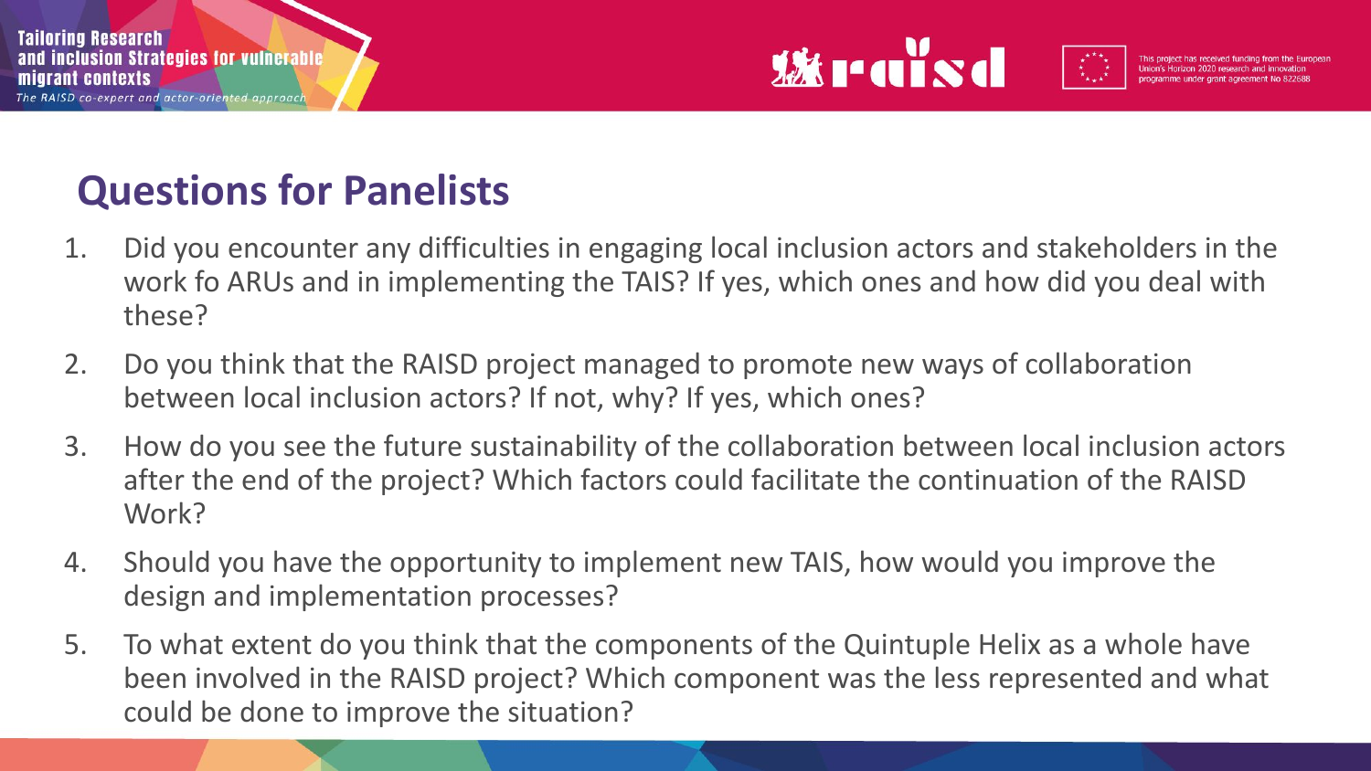## Questions for Panelists

1. Did you encounter any difficulties in engaging local inclusion actors and stakeholders in the work fo ARUs and in implementing the TAIS? If yes, which ones and how did you deal with these?
2. Do you think that the RAISD project managed to promote new ways of collaboration between local inclusion actors? If not, why? If yes, which ones?
3. How do you see the future sustainability of the collaboration between local inclusion actors after the end of the project? Which factors could facilitate the continuation of the RAISD Work?
4. Should you have the opportunity to implement new TAIS, how would you improve the design and implementation processes?
5. To what extent do you think that the components of the Quintuple Helix as a whole have been involved in the RAISD project? Which component was the less represented and what could be done to improve the situation?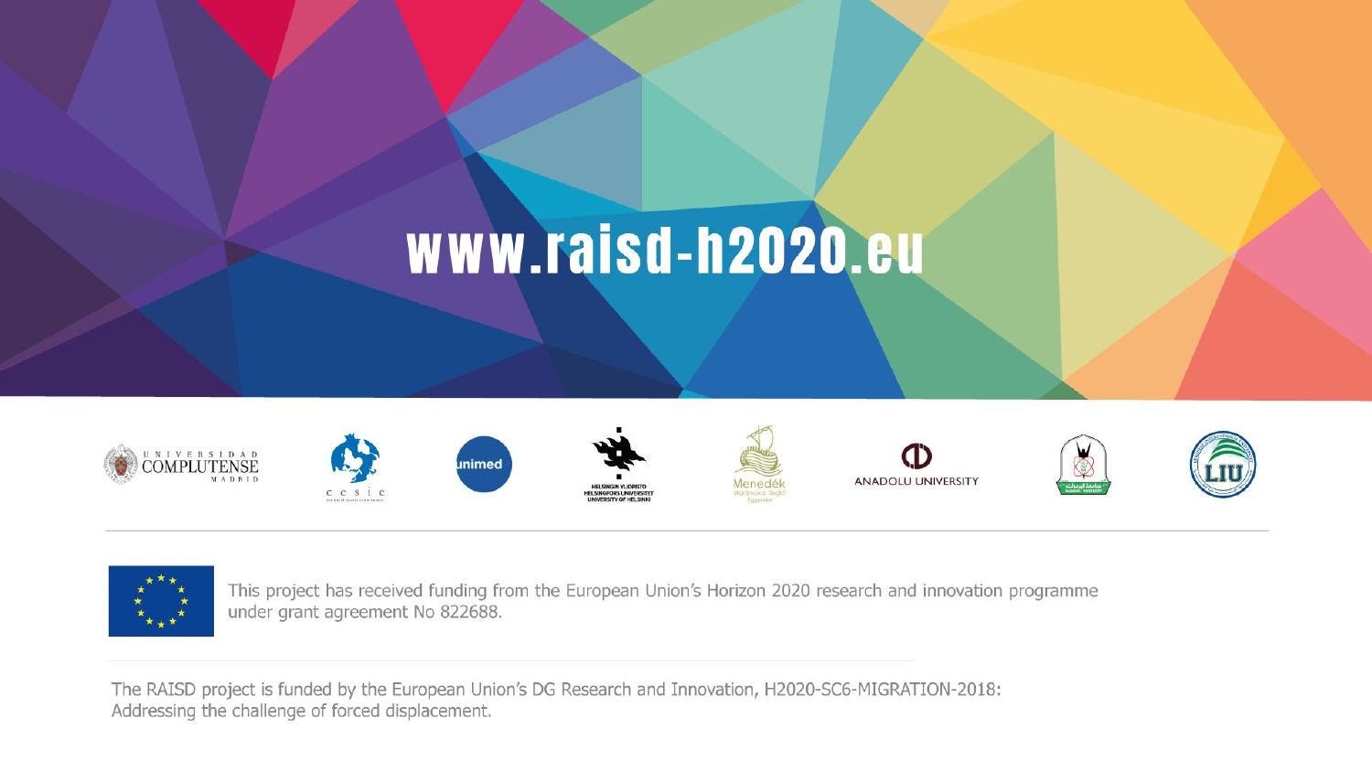www.raisd-h2020.eu

UNIVERSIDAD COMPLUTENSE MADRID

cesic

unimed

HELSINGIN YLIOPISTO
HELSINGFORS UNIVERSITET
UNIVERSITY OF HELSINKI

Menedék

ANADOLU UNIVERSITY

LIU

This project has received funding from the European Union's Horizon 2020 research and innovation programme under grant agreement No 822688.

The RAISD project is funded by the European Union's DG Research and Innovation, H2020-SC6-MIGRATION-2018: Addressing the challenge of forced displacement.